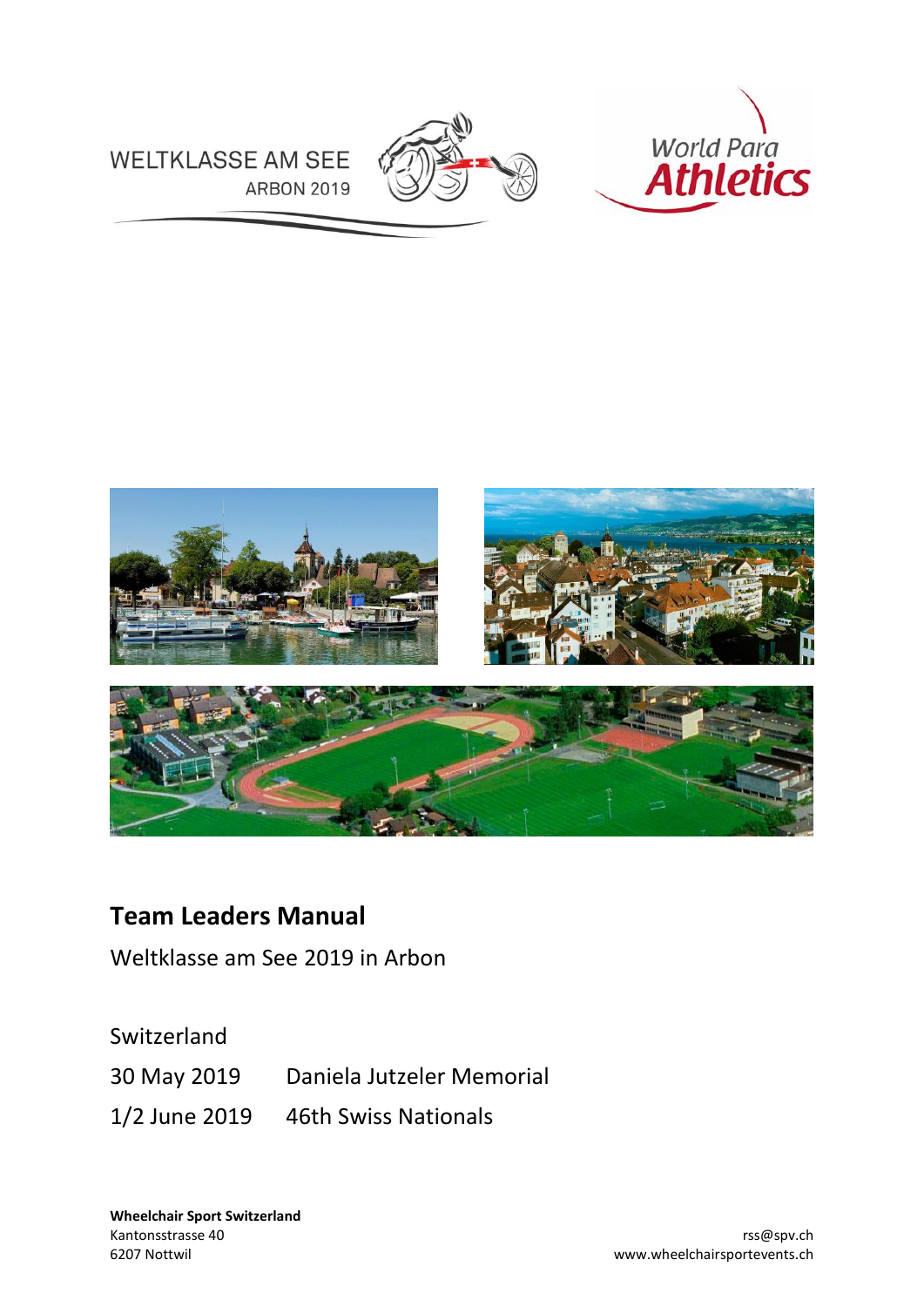WELTKLASSE AM SEE
ARBON 2019

World Para Athletics

# Team Leaders Manual

Weltklasse am See 2019 in Arbon

Switzerland

| | |
|---|---|
| 30 May 2019 | Daniela Jutzeler Memorial |
| 1/2 June 2019 | 46th Swiss Nationals |

**Wheelchair Sport Switzerland**
Kantonsstrasse 40
6207 Nottwil

rss@spv.ch
www.wheelchairsportevents.ch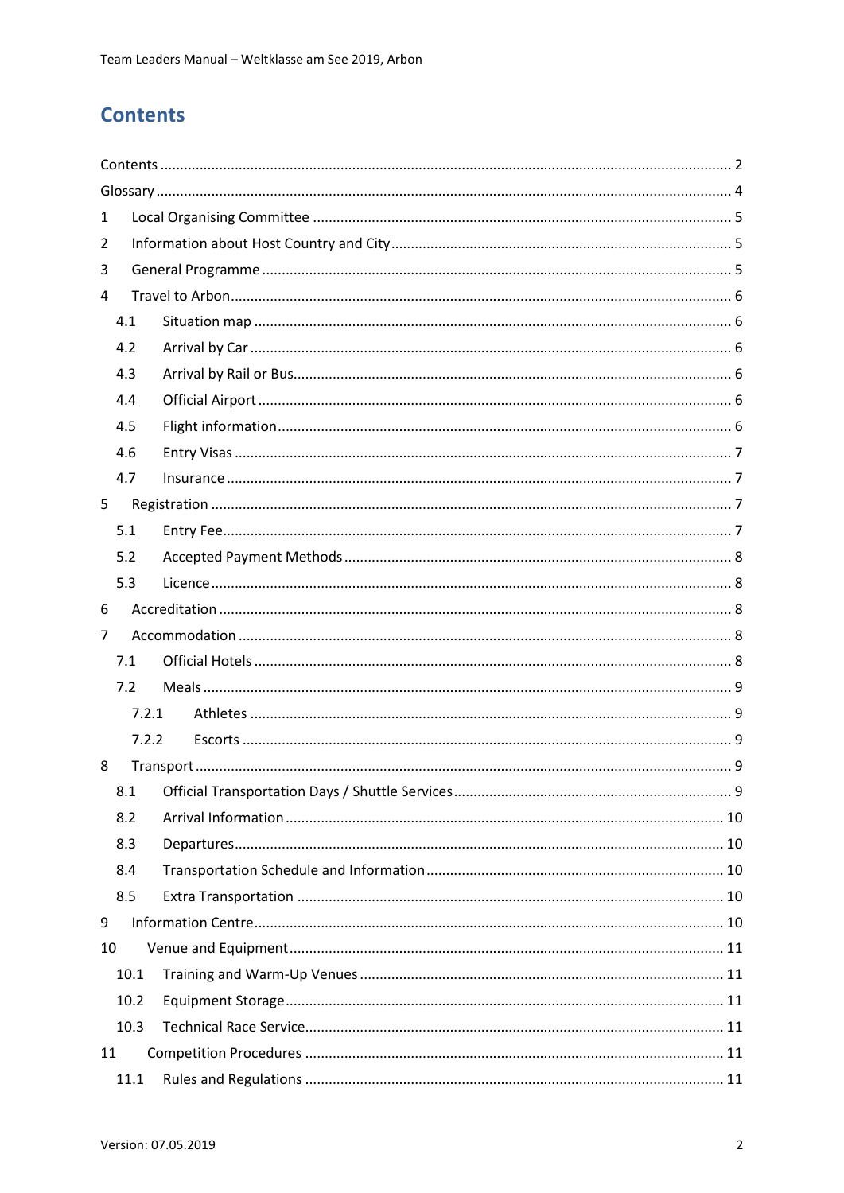# Contents

Contents ..... 2
Glossary ..... 4
1 Local Organising Committee ..... 5
2 Information about Host Country and City ..... 5
3 General Programme ..... 5
4 Travel to Arbon ..... 6
  4.1 Situation map ..... 6
  4.2 Arrival by Car ..... 6
  4.3 Arrival by Rail or Bus ..... 6
  4.4 Official Airport ..... 6
  4.5 Flight information ..... 6
  4.6 Entry Visas ..... 7
  4.7 Insurance ..... 7
5 Registration ..... 7
  5.1 Entry Fee ..... 7
  5.2 Accepted Payment Methods ..... 8
  5.3 Licence ..... 8
6 Accreditation ..... 8
7 Accommodation ..... 8
  7.1 Official Hotels ..... 8
  7.2 Meals ..... 9
    7.2.1 Athletes ..... 9
    7.2.2 Escorts ..... 9
8 Transport ..... 9
  8.1 Official Transportation Days / Shuttle Services ..... 9
  8.2 Arrival Information ..... 10
  8.3 Departures ..... 10
  8.4 Transportation Schedule and Information ..... 10
  8.5 Extra Transportation ..... 10
9 Information Centre ..... 10
10 Venue and Equipment ..... 11
  10.1 Training and Warm-Up Venues ..... 11
  10.2 Equipment Storage ..... 11
  10.3 Technical Race Service ..... 11
11 Competition Procedures ..... 11
  11.1 Rules and Regulations ..... 11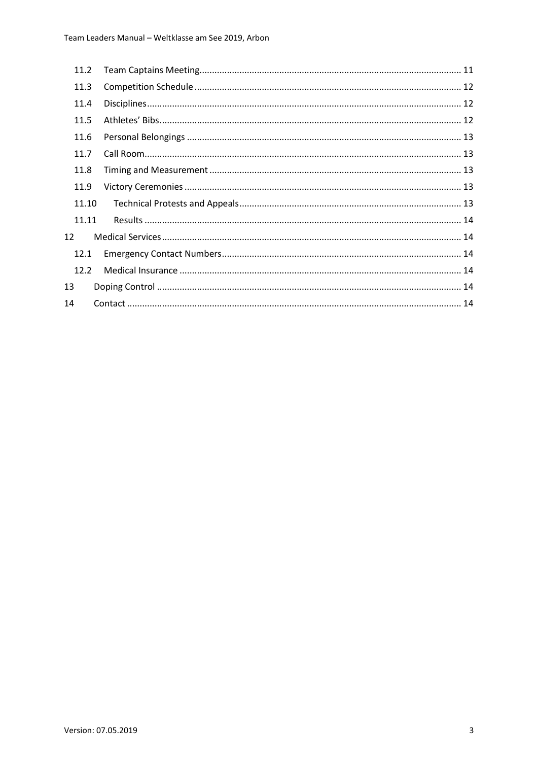- 11.2 Team Captains Meeting ........ 11
- 11.3 Competition Schedule ........ 12
- 11.4 Disciplines ........ 12
- 11.5 Athletes' Bibs ........ 12
- 11.6 Personal Belongings ........ 13
- 11.7 Call Room ........ 13
- 11.8 Timing and Measurement ........ 13
- 11.9 Victory Ceremonies ........ 13
- 11.10 Technical Protests and Appeals ........ 13
- 11.11 Results ........ 14

12 Medical Services ........ 14

- 12.1 Emergency Contact Numbers ........ 14
- 12.2 Medical Insurance ........ 14

13 Doping Control ........ 14

14 Contact ........ 14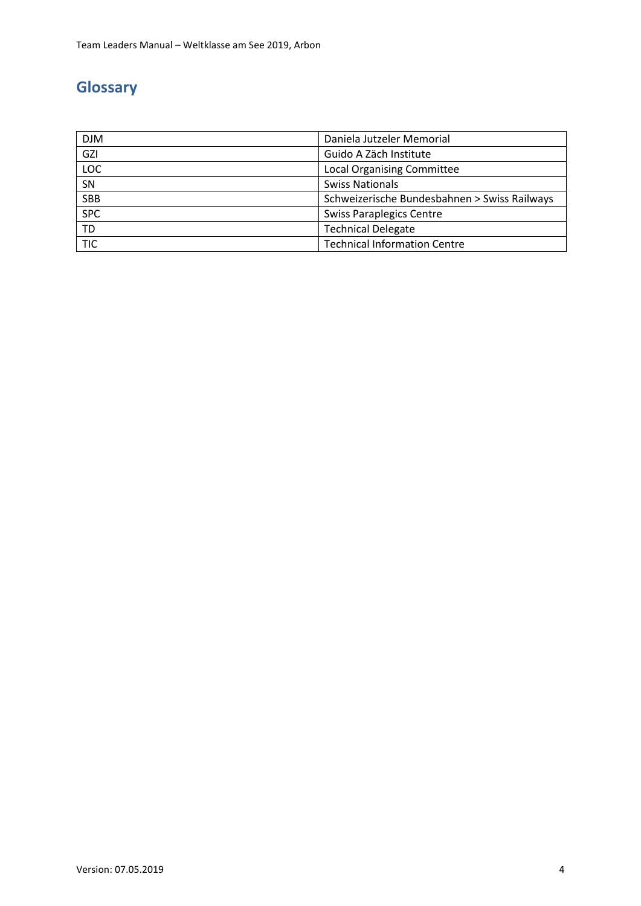## Glossary

| | |
|---|---|
| DJM | Daniela Jutzeler Memorial |
| GZI | Guido A Zäch Institute |
| LOC | Local Organising Committee |
| SN | Swiss Nationals |
| SBB | Schweizerische Bundesbahnen > Swiss Railways |
| SPC | Swiss Paraplegics Centre |
| TD | Technical Delegate |
| TIC | Technical Information Centre |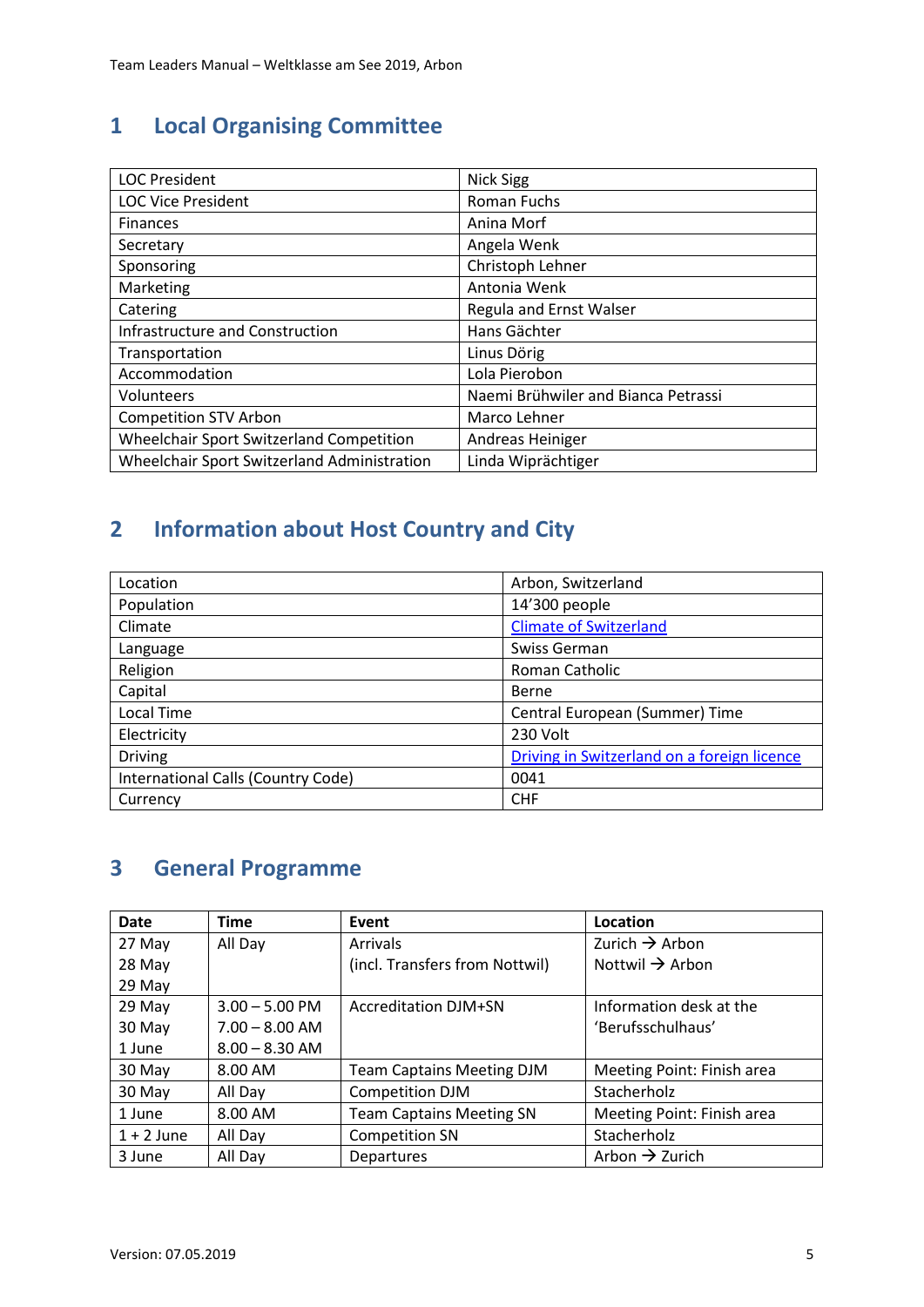# 1 Local Organising Committee

| | |
|---|---|
| LOC President | Nick Sigg |
| LOC Vice President | Roman Fuchs |
| Finances | Anina Morf |
| Secretary | Angela Wenk |
| Sponsoring | Christoph Lehner |
| Marketing | Antonia Wenk |
| Catering | Regula and Ernst Walser |
| Infrastructure and Construction | Hans Gächter |
| Transportation | Linus Dörig |
| Accommodation | Lola Pierobon |
| Volunteers | Naemi Brühwiler and Bianca Petrassi |
| Competition STV Arbon | Marco Lehner |
| Wheelchair Sport Switzerland Competition | Andreas Heiniger |
| Wheelchair Sport Switzerland Administration | Linda Wiprächtiger |

# 2 Information about Host Country and City

| | |
|---|---|
| Location | Arbon, Switzerland |
| Population | 14'300 people |
| Climate | Climate of Switzerland |
| Language | Swiss German |
| Religion | Roman Catholic |
| Capital | Berne |
| Local Time | Central European (Summer) Time |
| Electricity | 230 Volt |
| Driving | Driving in Switzerland on a foreign licence |
| International Calls (Country Code) | 0041 |
| Currency | CHF |

# 3 General Programme

| Date | Time | Event | Location |
|---|---|---|---|
| 27 May<br>28 May<br>29 May | All Day | Arrivals<br>(incl. Transfers from Nottwil) | Zurich → Arbon<br>Nottwil → Arbon |
| 29 May<br>30 May<br>1 June | 3.00 – 5.00 PM<br>7.00 – 8.00 AM<br>8.00 – 8.30 AM | Accreditation DJM+SN | Information desk at the 'Berufsschulhaus' |
| 30 May | 8.00 AM | Team Captains Meeting DJM | Meeting Point: Finish area |
| 30 May | All Day | Competition DJM | Stacherholz |
| 1 June | 8.00 AM | Team Captains Meeting SN | Meeting Point: Finish area |
| 1 + 2 June | All Day | Competition SN | Stacherholz |
| 3 June | All Day | Departures | Arbon → Zurich |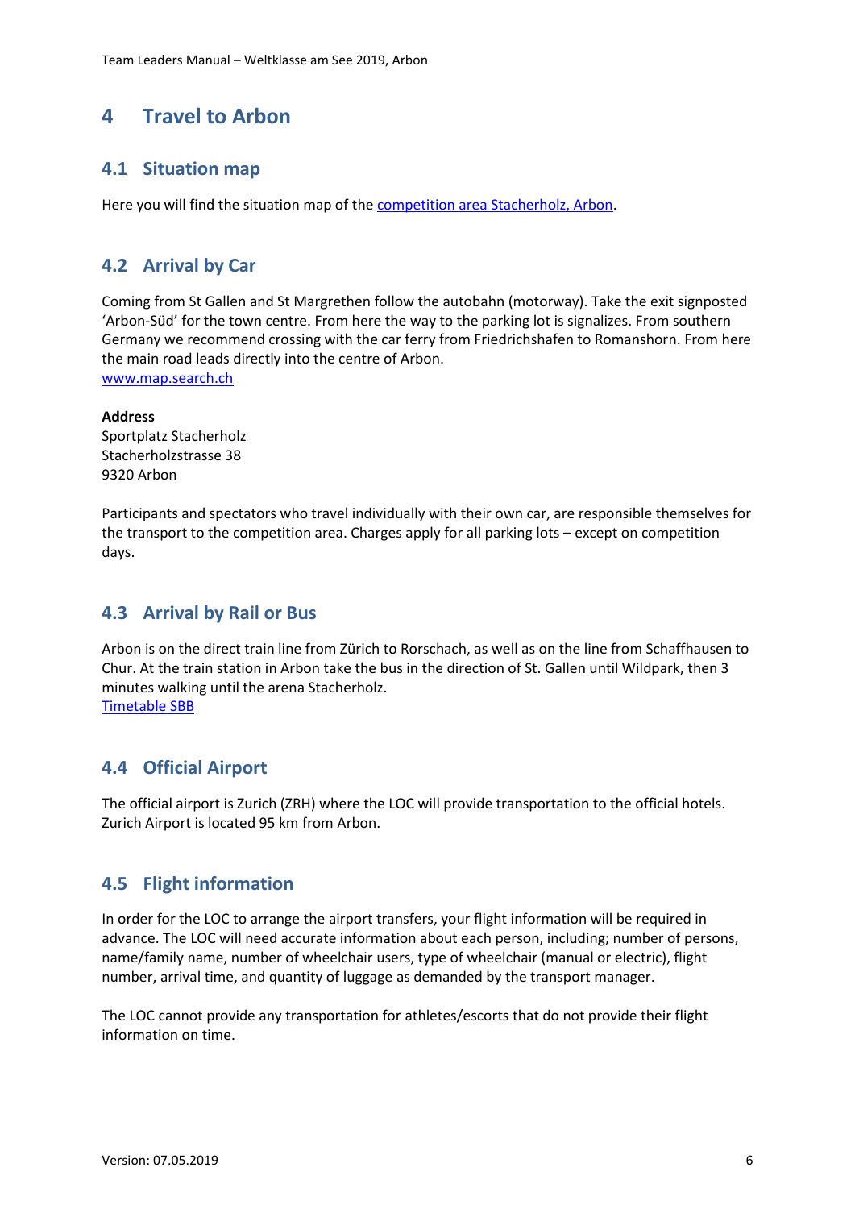# 4 Travel to Arbon

## 4.1 Situation map

Here you will find the situation map of the competition area Stacherholz, Arbon.

## 4.2 Arrival by Car

Coming from St Gallen and St Margrethen follow the autobahn (motorway). Take the exit signposted 'Arbon-Süd' for the town centre. From here the way to the parking lot is signalizes. From southern Germany we recommend crossing with the car ferry from Friedrichshafen to Romanshorn. From here the main road leads directly into the centre of Arbon.
www.map.search.ch

**Address**
Sportplatz Stacherholz
Stacherholzstrasse 38
9320 Arbon

Participants and spectators who travel individually with their own car, are responsible themselves for the transport to the competition area. Charges apply for all parking lots – except on competition days.

## 4.3 Arrival by Rail or Bus

Arbon is on the direct train line from Zürich to Rorschach, as well as on the line from Schaffhausen to Chur. At the train station in Arbon take the bus in the direction of St. Gallen until Wildpark, then 3 minutes walking until the arena Stacherholz.
Timetable SBB

## 4.4 Official Airport

The official airport is Zurich (ZRH) where the LOC will provide transportation to the official hotels. Zurich Airport is located 95 km from Arbon.

## 4.5 Flight information

In order for the LOC to arrange the airport transfers, your flight information will be required in advance. The LOC will need accurate information about each person, including; number of persons, name/family name, number of wheelchair users, type of wheelchair (manual or electric), flight number, arrival time, and quantity of luggage as demanded by the transport manager.

The LOC cannot provide any transportation for athletes/escorts that do not provide their flight information on time.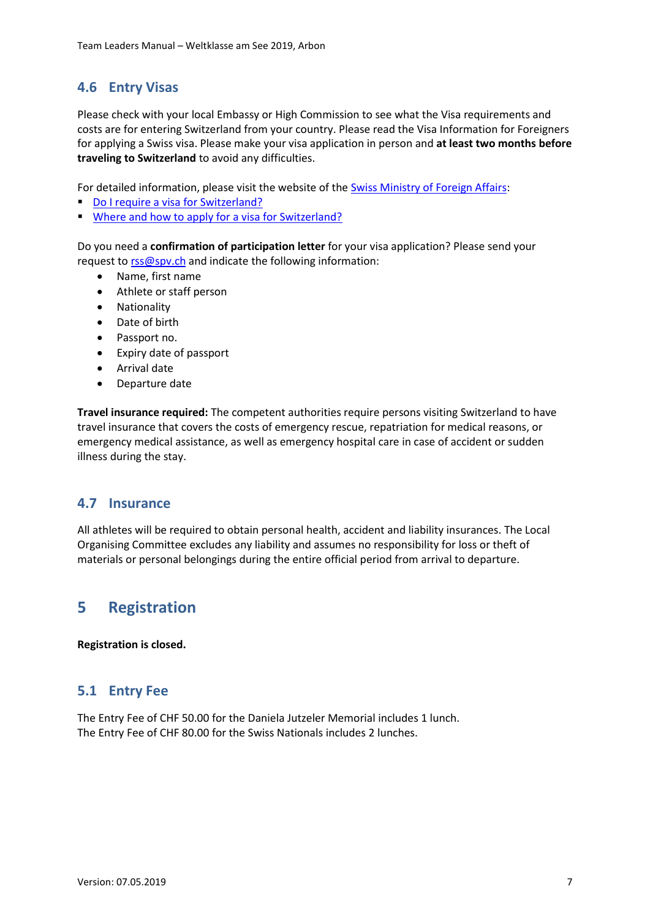## 4.6 Entry Visas

Please check with your local Embassy or High Commission to see what the Visa requirements and costs are for entering Switzerland from your country. Please read the Visa Information for Foreigners for applying a Swiss visa. Please make your visa application in person and **at least two months before traveling to Switzerland** to avoid any difficulties.

For detailed information, please visit the website of the Swiss Ministry of Foreign Affairs:

- Do I require a visa for Switzerland?
- Where and how to apply for a visa for Switzerland?

Do you need a **confirmation of participation letter** for your visa application? Please send your request to rss@spv.ch and indicate the following information:

- Name, first name
- Athlete or staff person
- Nationality
- Date of birth
- Passport no.
- Expiry date of passport
- Arrival date
- Departure date

**Travel insurance required:** The competent authorities require persons visiting Switzerland to have travel insurance that covers the costs of emergency rescue, repatriation for medical reasons, or emergency medical assistance, as well as emergency hospital care in case of accident or sudden illness during the stay.

## 4.7 Insurance

All athletes will be required to obtain personal health, accident and liability insurances. The Local Organising Committee excludes any liability and assumes no responsibility for loss or theft of materials or personal belongings during the entire official period from arrival to departure.

# 5 Registration

**Registration is closed.**

## 5.1 Entry Fee

The Entry Fee of CHF 50.00 for the Daniela Jutzeler Memorial includes 1 lunch.
The Entry Fee of CHF 80.00 for the Swiss Nationals includes 2 lunches.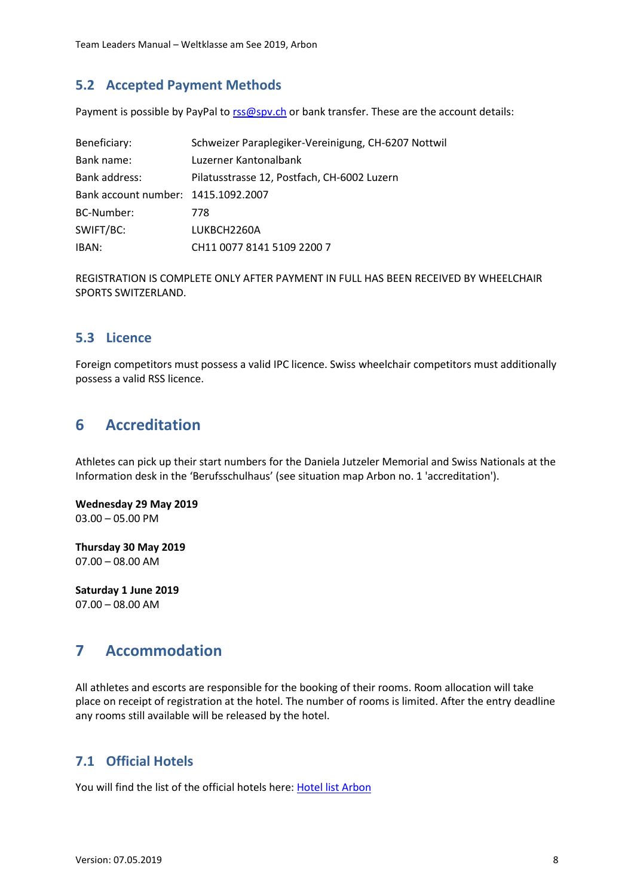## 5.2 Accepted Payment Methods

Payment is possible by PayPal to [rss@spv.ch](mailto:rss@spv.ch) or bank transfer. These are the account details:

| | |
|---|---|
| Beneficiary: | Schweizer Paraplegiker-Vereinigung, CH-6207 Nottwil |
| Bank name: | Luzerner Kantonalbank |
| Bank address: | Pilatusstrasse 12, Postfach, CH-6002 Luzern |
| Bank account number: | 1415.1092.2007 |
| BC-Number: | 778 |
| SWIFT/BC: | LUKBCH2260A |
| IBAN: | CH11 0077 8141 5109 2200 7 |

REGISTRATION IS COMPLETE ONLY AFTER PAYMENT IN FULL HAS BEEN RECEIVED BY WHEELCHAIR SPORTS SWITZERLAND.

## 5.3 Licence

Foreign competitors must possess a valid IPC licence. Swiss wheelchair competitors must additionally possess a valid RSS licence.

# 6 Accreditation

Athletes can pick up their start numbers for the Daniela Jutzeler Memorial and Swiss Nationals at the Information desk in the 'Berufsschulhaus' (see situation map Arbon no. 1 'accreditation').

**Wednesday 29 May 2019**
03.00 – 05.00 PM

**Thursday 30 May 2019**
07.00 – 08.00 AM

**Saturday 1 June 2019**
07.00 – 08.00 AM

# 7 Accommodation

All athletes and escorts are responsible for the booking of their rooms. Room allocation will take place on receipt of registration at the hotel. The number of rooms is limited. After the entry deadline any rooms still available will be released by the hotel.

## 7.1 Official Hotels

You will find the list of the official hotels here: Hotel list Arbon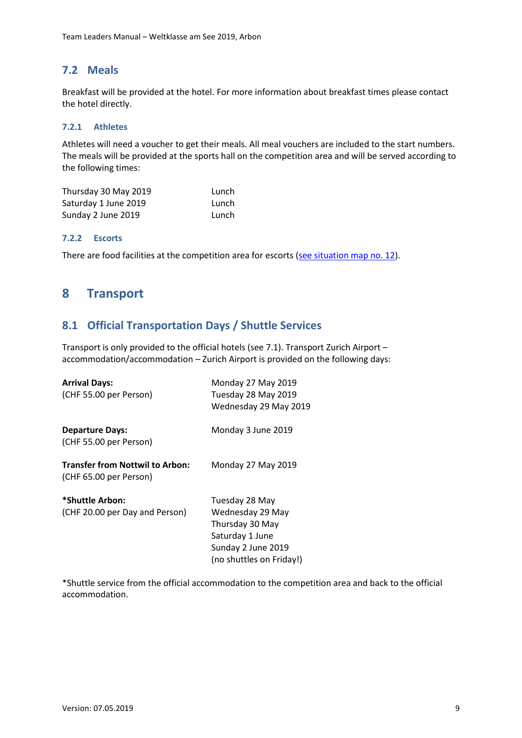## 7.2 Meals

Breakfast will be provided at the hotel. For more information about breakfast times please contact the hotel directly.

### 7.2.1 Athletes

Athletes will need a voucher to get their meals. All meal vouchers are included to the start numbers. The meals will be provided at the sports hall on the competition area and will be served according to the following times:

| | |
|---|---|
| Thursday 30 May 2019 | Lunch |
| Saturday 1 June 2019 | Lunch |
| Sunday 2 June 2019 | Lunch |

### 7.2.2 Escorts

There are food facilities at the competition area for escorts (see situation map no. 12).

# 8 Transport

## 8.1 Official Transportation Days / Shuttle Services

Transport is only provided to the official hotels (see 7.1). Transport Zurich Airport – accommodation/accommodation – Zurich Airport is provided on the following days:

| | |
|---|---|
| **Arrival Days:**<br>(CHF 55.00 per Person) | Monday 27 May 2019<br>Tuesday 28 May 2019<br>Wednesday 29 May 2019 |
| **Departure Days:**<br>(CHF 55.00 per Person) | Monday 3 June 2019 |
| **Transfer from Nottwil to Arbon:**<br>(CHF 65.00 per Person) | Monday 27 May 2019 |
| ***Shuttle Arbon:**<br>(CHF 20.00 per Day and Person) | Tuesday 28 May<br>Wednesday 29 May<br>Thursday 30 May<br>Saturday 1 June<br>Sunday 2 June 2019<br>(no shuttles on Friday!) |

*Shuttle service from the official accommodation to the competition area and back to the official accommodation.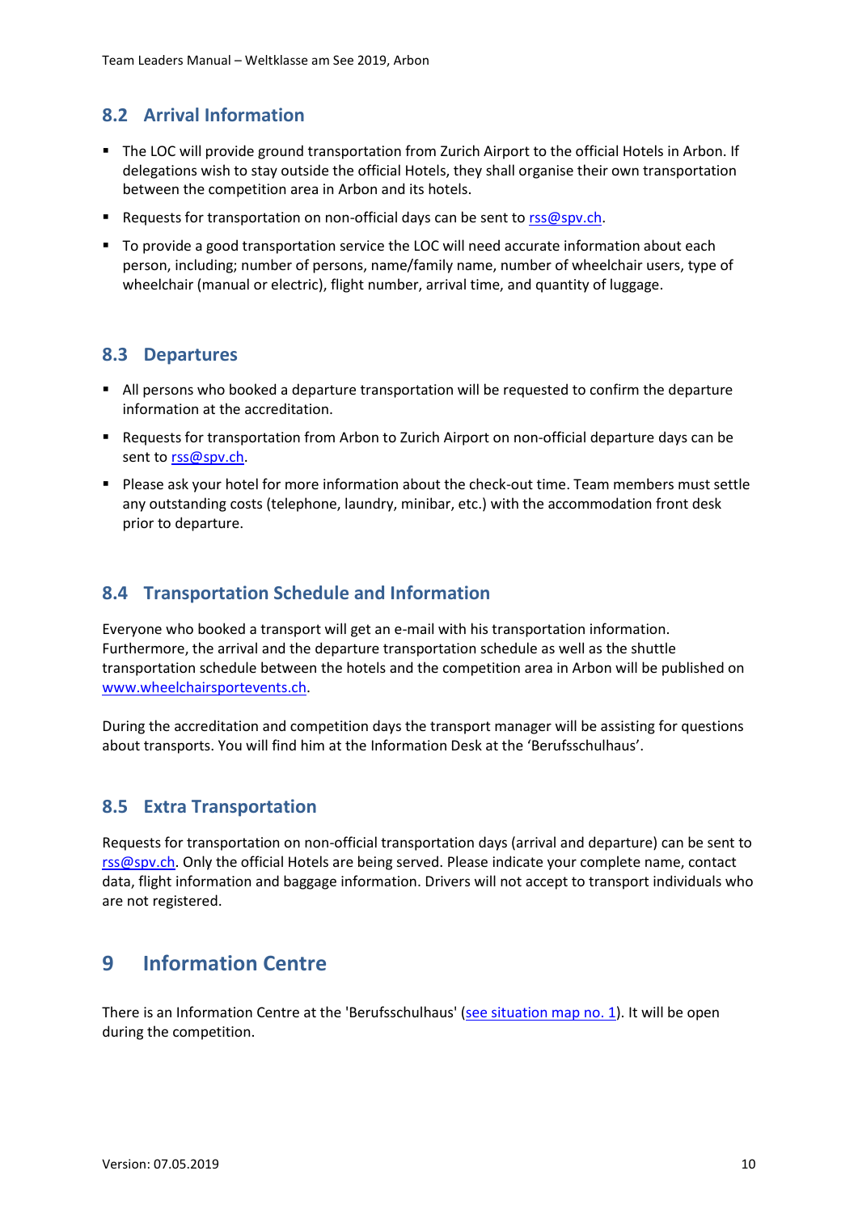## 8.2 Arrival Information

- The LOC will provide ground transportation from Zurich Airport to the official Hotels in Arbon. If delegations wish to stay outside the official Hotels, they shall organise their own transportation between the competition area in Arbon and its hotels.
- Requests for transportation on non-official days can be sent to rss@spv.ch.
- To provide a good transportation service the LOC will need accurate information about each person, including; number of persons, name/family name, number of wheelchair users, type of wheelchair (manual or electric), flight number, arrival time, and quantity of luggage.

## 8.3 Departures

- All persons who booked a departure transportation will be requested to confirm the departure information at the accreditation.
- Requests for transportation from Arbon to Zurich Airport on non-official departure days can be sent to rss@spv.ch.
- Please ask your hotel for more information about the check-out time. Team members must settle any outstanding costs (telephone, laundry, minibar, etc.) with the accommodation front desk prior to departure.

## 8.4 Transportation Schedule and Information

Everyone who booked a transport will get an e-mail with his transportation information. Furthermore, the arrival and the departure transportation schedule as well as the shuttle transportation schedule between the hotels and the competition area in Arbon will be published on www.wheelchairsportevents.ch.

During the accreditation and competition days the transport manager will be assisting for questions about transports. You will find him at the Information Desk at the 'Berufsschulhaus'.

## 8.5 Extra Transportation

Requests for transportation on non-official transportation days (arrival and departure) can be sent to rss@spv.ch. Only the official Hotels are being served. Please indicate your complete name, contact data, flight information and baggage information. Drivers will not accept to transport individuals who are not registered.

# 9 Information Centre

There is an Information Centre at the 'Berufsschulhaus' (see situation map no. 1). It will be open during the competition.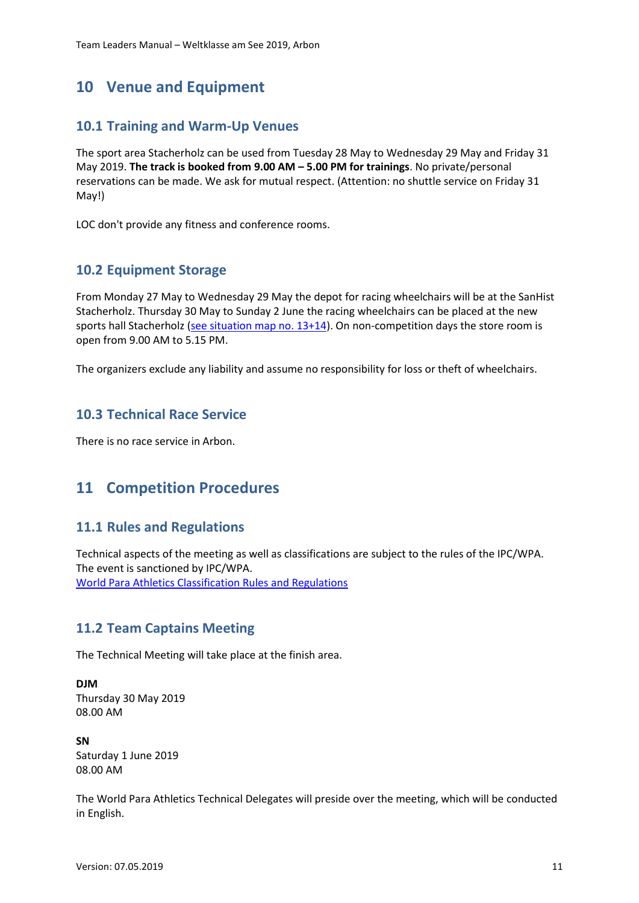# 10 Venue and Equipment

## 10.1 Training and Warm-Up Venues

The sport area Stacherholz can be used from Tuesday 28 May to Wednesday 29 May and Friday 31 May 2019. **The track is booked from 9.00 AM – 5.00 PM for trainings**. No private/personal reservations can be made. We ask for mutual respect. (Attention: no shuttle service on Friday 31 May!)

LOC don't provide any fitness and conference rooms.

## 10.2 Equipment Storage

From Monday 27 May to Wednesday 29 May the depot for racing wheelchairs will be at the SanHist Stacherholz. Thursday 30 May to Sunday 2 June the racing wheelchairs can be placed at the new sports hall Stacherholz (see situation map no. 13+14). On non-competition days the store room is open from 9.00 AM to 5.15 PM.

The organizers exclude any liability and assume no responsibility for loss or theft of wheelchairs.

## 10.3 Technical Race Service

There is no race service in Arbon.

# 11 Competition Procedures

## 11.1 Rules and Regulations

Technical aspects of the meeting as well as classifications are subject to the rules of the IPC/WPA. The event is sanctioned by IPC/WPA.
World Para Athletics Classification Rules and Regulations

## 11.2 Team Captains Meeting

The Technical Meeting will take place at the finish area.

**DJM**
Thursday 30 May 2019
08.00 AM

**SN**
Saturday 1 June 2019
08.00 AM

The World Para Athletics Technical Delegates will preside over the meeting, which will be conducted in English.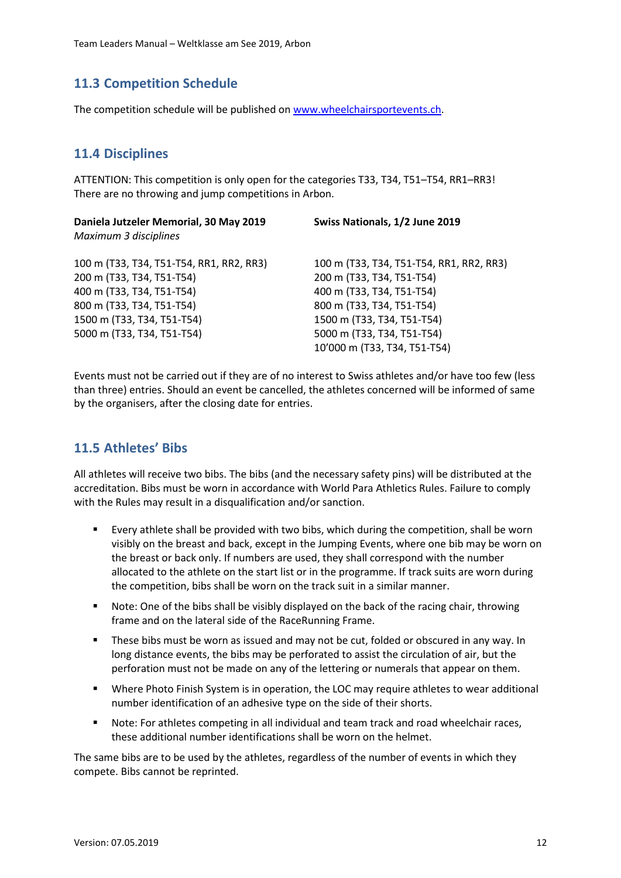## 11.3 Competition Schedule

The competition schedule will be published on [www.wheelchairsportevents.ch](http://www.wheelchairsportevents.ch).

## 11.4 Disciplines

ATTENTION: This competition is only open for the categories T33, T34, T51–T54, RR1–RR3!
There are no throwing and jump competitions in Arbon.

| **Daniela Jutzeler Memorial, 30 May 2019**<br>*Maximum 3 disciplines* | **Swiss Nationals, 1/2 June 2019** |
|---|---|
| 100 m (T33, T34, T51-T54, RR1, RR2, RR3) | 100 m (T33, T34, T51-T54, RR1, RR2, RR3) |
| 200 m (T33, T34, T51-T54) | 200 m (T33, T34, T51-T54) |
| 400 m (T33, T34, T51-T54) | 400 m (T33, T34, T51-T54) |
| 800 m (T33, T34, T51-T54) | 800 m (T33, T34, T51-T54) |
| 1500 m (T33, T34, T51-T54) | 1500 m (T33, T34, T51-T54) |
| 5000 m (T33, T34, T51-T54) | 5000 m (T33, T34, T51-T54) |
| | 10'000 m (T33, T34, T51-T54) |

Events must not be carried out if they are of no interest to Swiss athletes and/or have too few (less than three) entries. Should an event be cancelled, the athletes concerned will be informed of same by the organisers, after the closing date for entries.

## 11.5 Athletes' Bibs

All athletes will receive two bibs. The bibs (and the necessary safety pins) will be distributed at the accreditation. Bibs must be worn in accordance with World Para Athletics Rules. Failure to comply with the Rules may result in a disqualification and/or sanction.

- Every athlete shall be provided with two bibs, which during the competition, shall be worn visibly on the breast and back, except in the Jumping Events, where one bib may be worn on the breast or back only. If numbers are used, they shall correspond with the number allocated to the athlete on the start list or in the programme. If track suits are worn during the competition, bibs shall be worn on the track suit in a similar manner.
- Note: One of the bibs shall be visibly displayed on the back of the racing chair, throwing frame and on the lateral side of the RaceRunning Frame.
- These bibs must be worn as issued and may not be cut, folded or obscured in any way. In long distance events, the bibs may be perforated to assist the circulation of air, but the perforation must not be made on any of the lettering or numerals that appear on them.
- Where Photo Finish System is in operation, the LOC may require athletes to wear additional number identification of an adhesive type on the side of their shorts.
- Note: For athletes competing in all individual and team track and road wheelchair races, these additional number identifications shall be worn on the helmet.

The same bibs are to be used by the athletes, regardless of the number of events in which they compete. Bibs cannot be reprinted.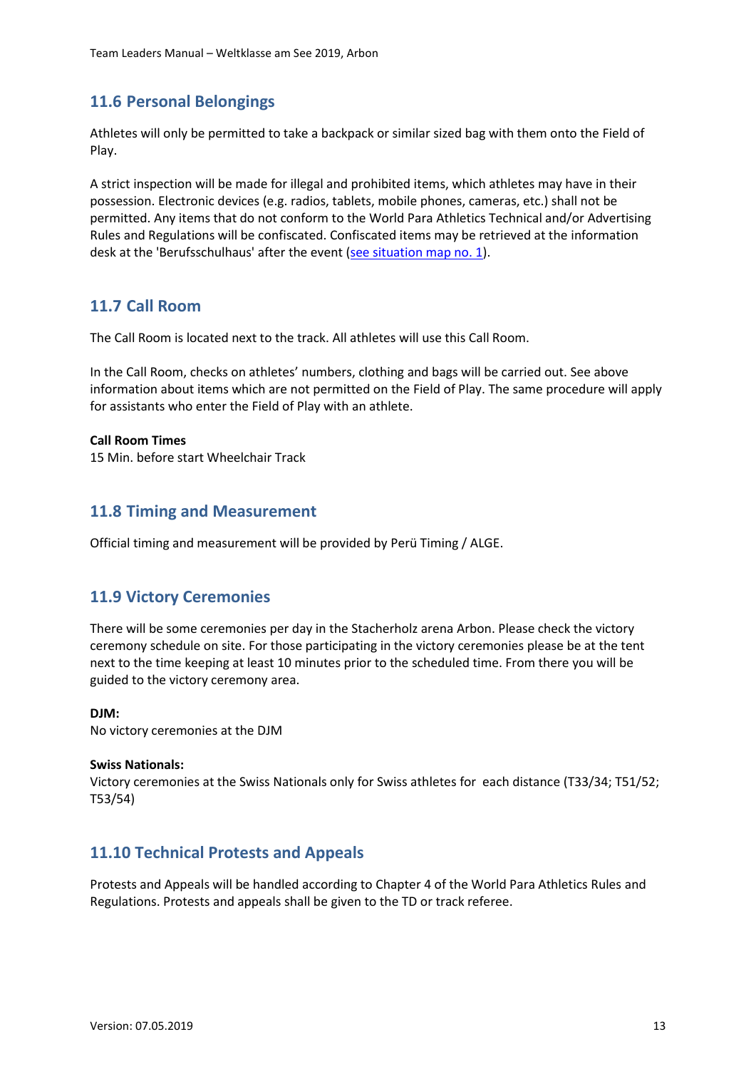## 11.6 Personal Belongings

Athletes will only be permitted to take a backpack or similar sized bag with them onto the Field of Play.

A strict inspection will be made for illegal and prohibited items, which athletes may have in their possession. Electronic devices (e.g. radios, tablets, mobile phones, cameras, etc.) shall not be permitted. Any items that do not conform to the World Para Athletics Technical and/or Advertising Rules and Regulations will be confiscated. Confiscated items may be retrieved at the information desk at the 'Berufsschulhaus' after the event (see situation map no. 1).

## 11.7 Call Room

The Call Room is located next to the track. All athletes will use this Call Room.

In the Call Room, checks on athletes' numbers, clothing and bags will be carried out. See above information about items which are not permitted on the Field of Play. The same procedure will apply for assistants who enter the Field of Play with an athlete.

**Call Room Times**
15 Min. before start Wheelchair Track

## 11.8 Timing and Measurement

Official timing and measurement will be provided by Perü Timing / ALGE.

## 11.9 Victory Ceremonies

There will be some ceremonies per day in the Stacherholz arena Arbon. Please check the victory ceremony schedule on site. For those participating in the victory ceremonies please be at the tent next to the time keeping at least 10 minutes prior to the scheduled time. From there you will be guided to the victory ceremony area.

**DJM:**
No victory ceremonies at the DJM

**Swiss Nationals:**
Victory ceremonies at the Swiss Nationals only for Swiss athletes for each distance (T33/34; T51/52; T53/54)

## 11.10 Technical Protests and Appeals

Protests and Appeals will be handled according to Chapter 4 of the World Para Athletics Rules and Regulations. Protests and appeals shall be given to the TD or track referee.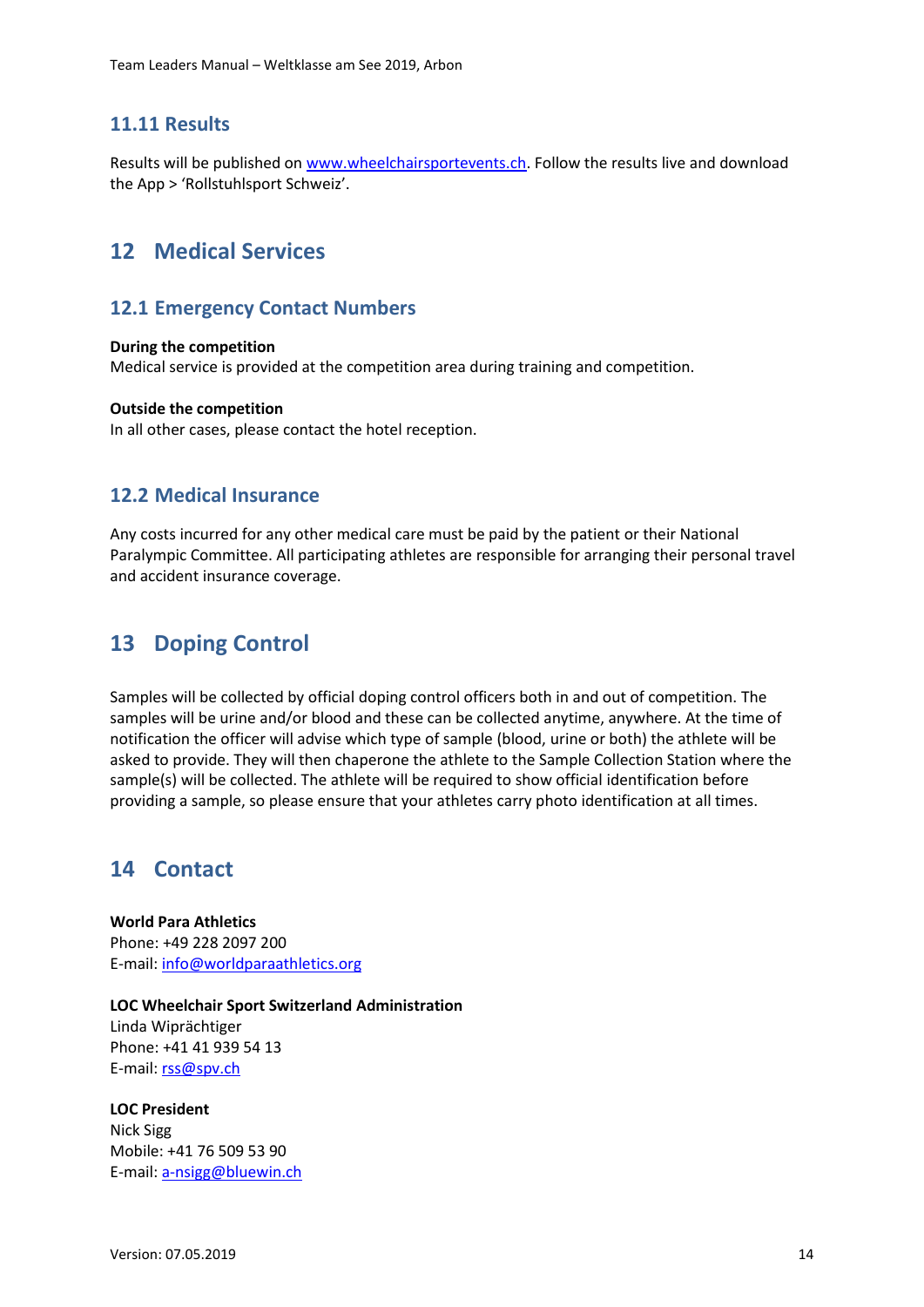### 11.11 Results

Results will be published on www.wheelchairsportevents.ch. Follow the results live and download the App > 'Rollstuhlsport Schweiz'.

## 12 Medical Services

### 12.1 Emergency Contact Numbers

**During the competition**
Medical service is provided at the competition area during training and competition.

**Outside the competition**
In all other cases, please contact the hotel reception.

### 12.2 Medical Insurance

Any costs incurred for any other medical care must be paid by the patient or their National Paralympic Committee. All participating athletes are responsible for arranging their personal travel and accident insurance coverage.

## 13 Doping Control

Samples will be collected by official doping control officers both in and out of competition. The samples will be urine and/or blood and these can be collected anytime, anywhere. At the time of notification the officer will advise which type of sample (blood, urine or both) the athlete will be asked to provide. They will then chaperone the athlete to the Sample Collection Station where the sample(s) will be collected. The athlete will be required to show official identification before providing a sample, so please ensure that your athletes carry photo identification at all times.

## 14 Contact

**World Para Athletics**
Phone: +49 228 2097 200
E-mail: info@worldparaathletics.org

**LOC Wheelchair Sport Switzerland Administration**
Linda Wiprächtiger
Phone: +41 41 939 54 13
E-mail: rss@spv.ch

**LOC President**
Nick Sigg
Mobile: +41 76 509 53 90
E-mail: a-nsigg@bluewin.ch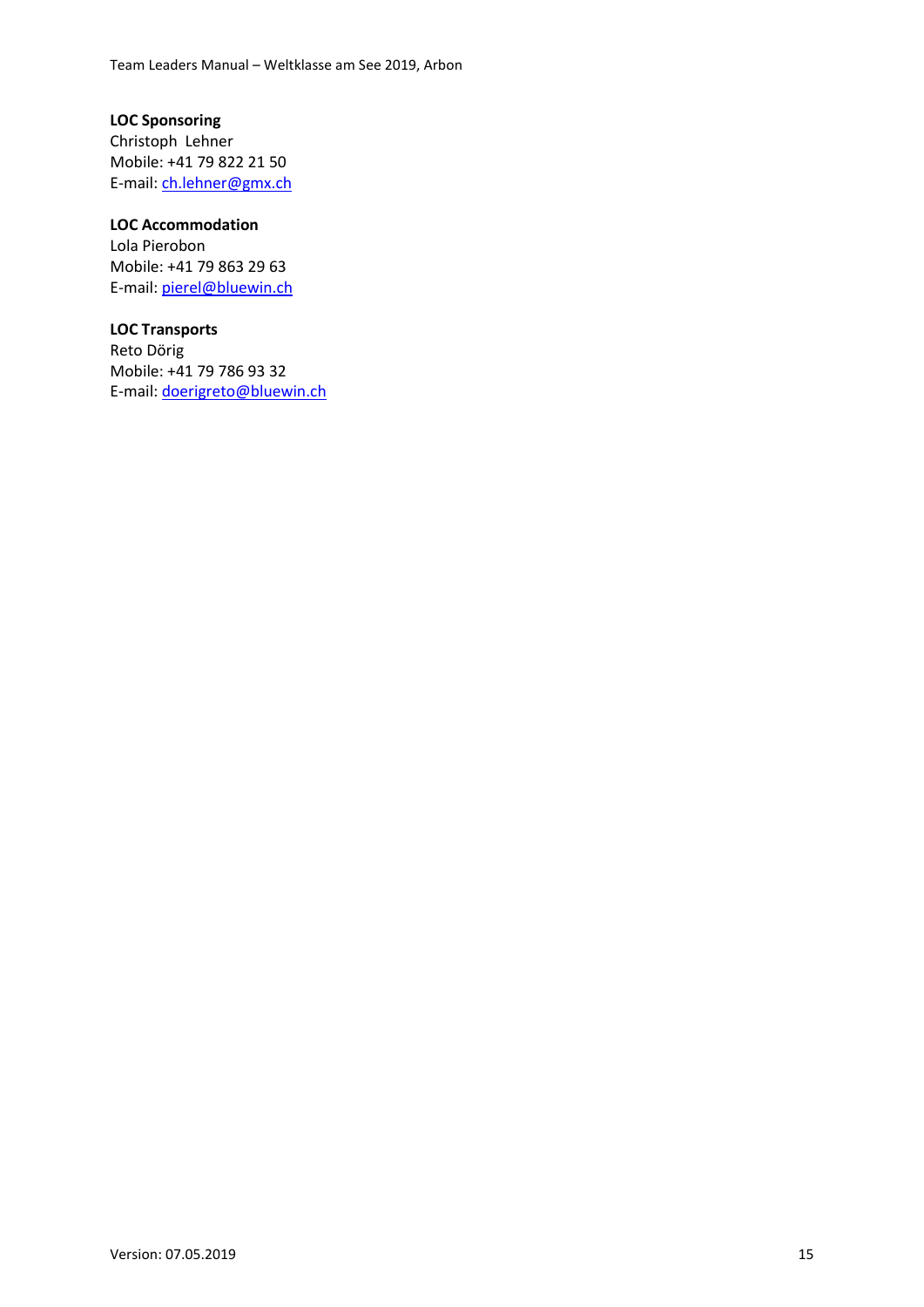**LOC Sponsoring**
Christoph Lehner
Mobile: +41 79 822 21 50
E-mail: ch.lehner@gmx.ch

**LOC Accommodation**
Lola Pierobon
Mobile: +41 79 863 29 63
E-mail: pierel@bluewin.ch

**LOC Transports**
Reto Dörig
Mobile: +41 79 786 93 32
E-mail: doerigreto@bluewin.ch